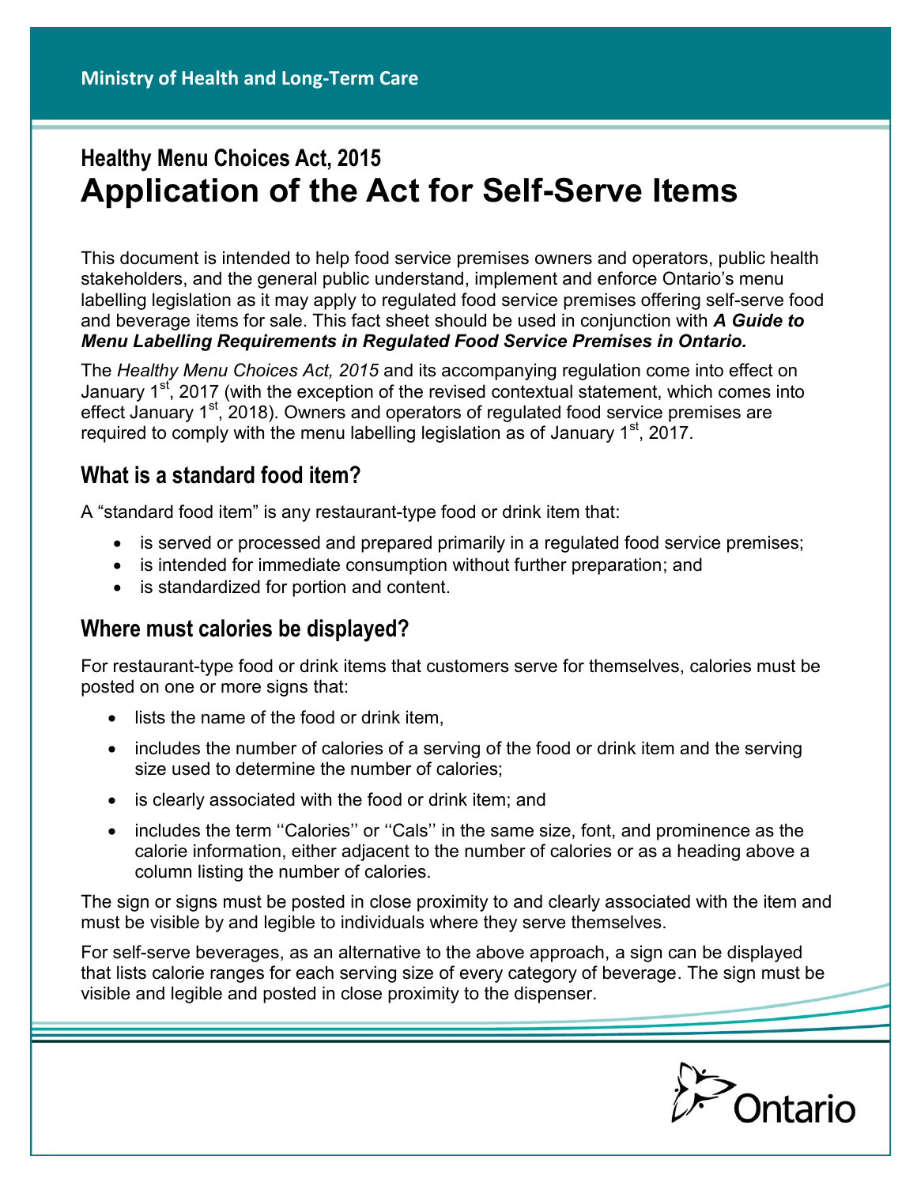Ministry of Health and Long-Term Care

# Healthy Menu Choices Act, 2015
# Application of the Act for Self-Serve Items

This document is intended to help food service premises owners and operators, public health stakeholders, and the general public understand, implement and enforce Ontario's menu labelling legislation as it may apply to regulated food service premises offering self-serve food and beverage items for sale. This fact sheet should be used in conjunction with ***A Guide to Menu Labelling Requirements in Regulated Food Service Premises in Ontario.***

The *Healthy Menu Choices Act, 2015* and its accompanying regulation come into effect on January 1st, 2017 (with the exception of the revised contextual statement, which comes into effect January 1st, 2018). Owners and operators of regulated food service premises are required to comply with the menu labelling legislation as of January 1st, 2017.

## What is a standard food item?

A "standard food item" is any restaurant-type food or drink item that:

- is served or processed and prepared primarily in a regulated food service premises;
- is intended for immediate consumption without further preparation; and
- is standardized for portion and content.

## Where must calories be displayed?

For restaurant-type food or drink items that customers serve for themselves, calories must be posted on one or more signs that:

- lists the name of the food or drink item,
- includes the number of calories of a serving of the food or drink item and the serving size used to determine the number of calories;
- is clearly associated with the food or drink item; and
- includes the term ''Calories'' or ''Cals'' in the same size, font, and prominence as the calorie information, either adjacent to the number of calories or as a heading above a column listing the number of calories.

The sign or signs must be posted in close proximity to and clearly associated with the item and must be visible by and legible to individuals where they serve themselves.

For self-serve beverages, as an alternative to the above approach, a sign can be displayed that lists calorie ranges for each serving size of every category of beverage. The sign must be visible and legible and posted in close proximity to the dispenser.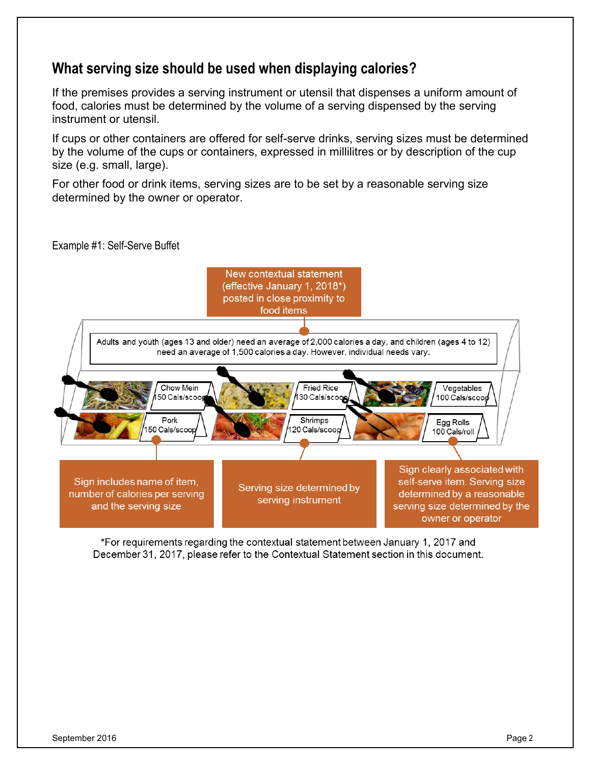## What serving size should be used when displaying calories?

If the premises provides a serving instrument or utensil that dispenses a uniform amount of food, calories must be determined by the volume of a serving dispensed by the serving instrument or utensil.

If cups or other containers are offered for self-serve drinks, serving sizes must be determined by the volume of the cups or containers, expressed in millilitres or by description of the cup size (e.g. small, large).

For other food or drink items, serving sizes are to be set by a reasonable serving size determined by the owner or operator.

Example #1: Self-Serve Buffet

New contextual statement (effective January 1, 2018*) posted in close proximity to food items

Adults and youth (ages 13 and older) need an average of 2,000 calories a day, and children (ages 4 to 12) need an average of 1,500 calories a day. However, individual needs vary.

Chow Mein 150 Cals/scoop

Fried Rice 130 Cals/scoop

Vegetables 100 Cals/scoop

Pork 150 Cals/scoop

Shrimps 120 Cals/scoop

Egg Rolls 100 Cals/roll

Sign includes name of item, number of calories per serving and the serving size

Serving size determined by serving instrument

Sign clearly associated with self-serve item. Serving size determined by a reasonable serving size determined by the owner or operator

*For requirements regarding the contextual statement between January 1, 2017 and December 31, 2017, please refer to the Contextual Statement section in this document.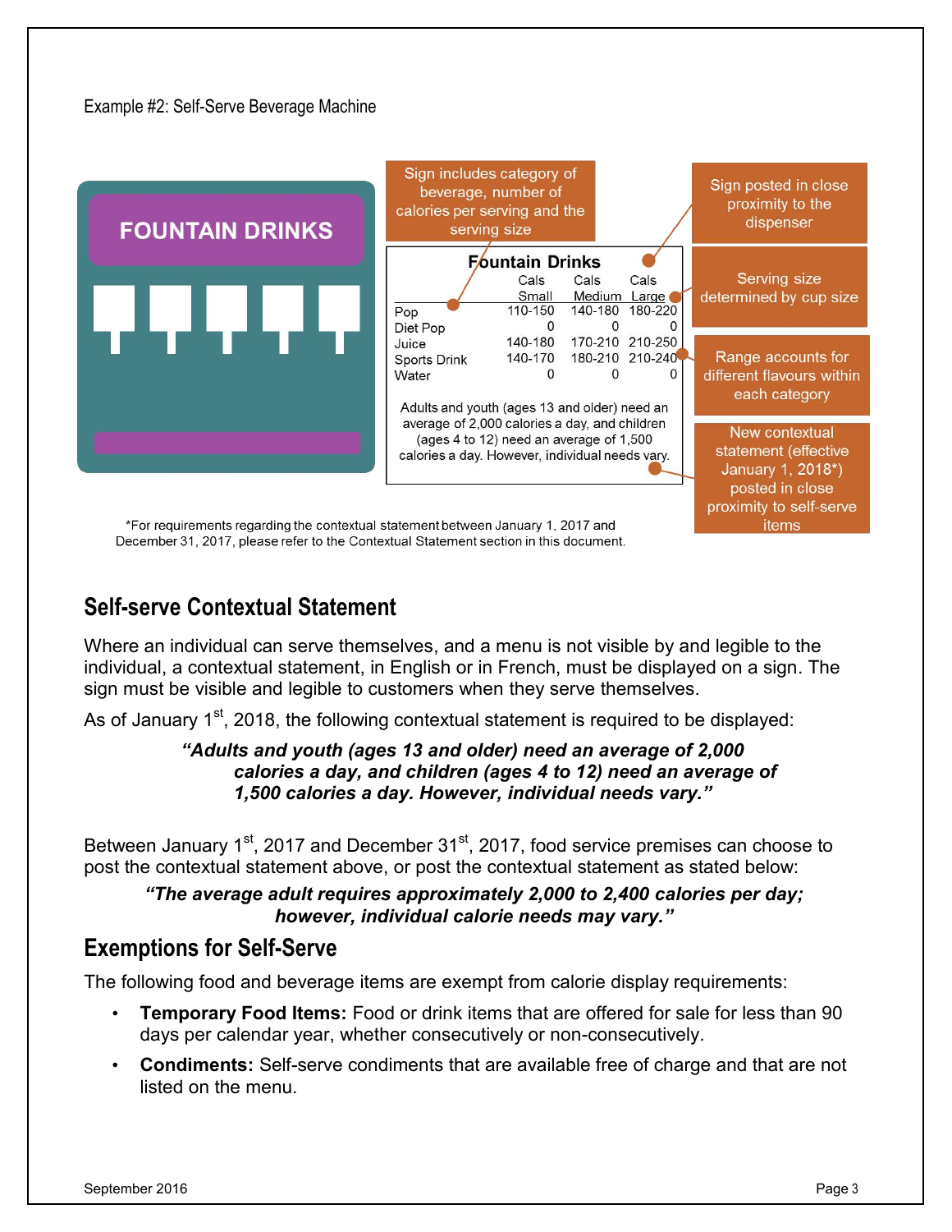Example #2: Self-Serve Beverage Machine

FOUNTAIN DRINKS

Sign includes category of beverage, number of calories per serving and the serving size

Sign posted in close proximity to the dispenser

**Fountain Drinks**

| | Cals Small | Cals Medium | Cals Large |
|---|---|---|---|
| Pop | 110-150 | 140-180 | 180-220 |
| Diet Pop | 0 | 0 | 0 |
| Juice | 140-180 | 170-210 | 210-250 |
| Sports Drink | 140-170 | 180-210 | 210-240 |
| Water | 0 | 0 | 0 |

Adults and youth (ages 13 and older) need an average of 2,000 calories a day, and children (ages 4 to 12) need an average of 1,500 calories a day. However, individual needs vary.

Serving size determined by cup size

Range accounts for different flavours within each category

New contextual statement (effective January 1, 2018*) posted in close proximity to self-serve items

*For requirements regarding the contextual statement between January 1, 2017 and December 31, 2017, please refer to the Contextual Statement section in this document.

## Self-serve Contextual Statement

Where an individual can serve themselves, and a menu is not visible by and legible to the individual, a contextual statement, in English or in French, must be displayed on a sign. The sign must be visible and legible to customers when they serve themselves.

As of January 1st, 2018, the following contextual statement is required to be displayed:

> ***"Adults and youth (ages 13 and older) need an average of 2,000 calories a day, and children (ages 4 to 12) need an average of 1,500 calories a day. However, individual needs vary."***

Between January 1st, 2017 and December 31st, 2017, food service premises can choose to post the contextual statement above, or post the contextual statement as stated below:

> ***"The average adult requires approximately 2,000 to 2,400 calories per day; however, individual calorie needs may vary."***

## Exemptions for Self-Serve

The following food and beverage items are exempt from calorie display requirements:

- **Temporary Food Items:** Food or drink items that are offered for sale for less than 90 days per calendar year, whether consecutively or non-consecutively.
- **Condiments:** Self-serve condiments that are available free of charge and that are not listed on the menu.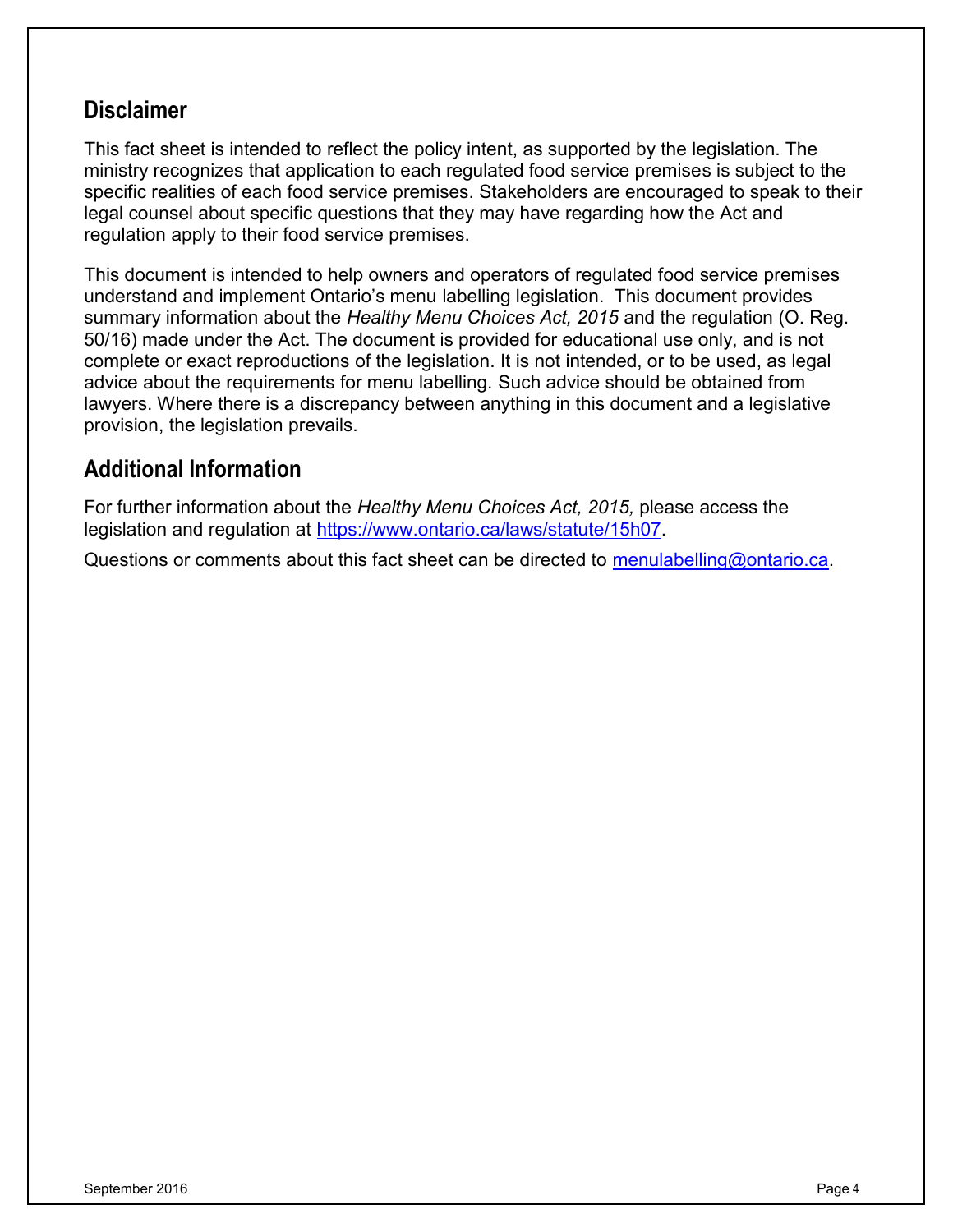## Disclaimer

This fact sheet is intended to reflect the policy intent, as supported by the legislation. The ministry recognizes that application to each regulated food service premises is subject to the specific realities of each food service premises. Stakeholders are encouraged to speak to their legal counsel about specific questions that they may have regarding how the Act and regulation apply to their food service premises.

This document is intended to help owners and operators of regulated food service premises understand and implement Ontario's menu labelling legislation. This document provides summary information about the *Healthy Menu Choices Act, 2015* and the regulation (O. Reg. 50/16) made under the Act. The document is provided for educational use only, and is not complete or exact reproductions of the legislation. It is not intended, or to be used, as legal advice about the requirements for menu labelling. Such advice should be obtained from lawyers. Where there is a discrepancy between anything in this document and a legislative provision, the legislation prevails.

## Additional Information

For further information about the *Healthy Menu Choices Act, 2015,* please access the legislation and regulation at [https://www.ontario.ca/laws/statute/15h07](https://www.ontario.ca/laws/statute/15h07).

Questions or comments about this fact sheet can be directed to [menulabelling@ontario.ca](mailto:menulabelling@ontario.ca).